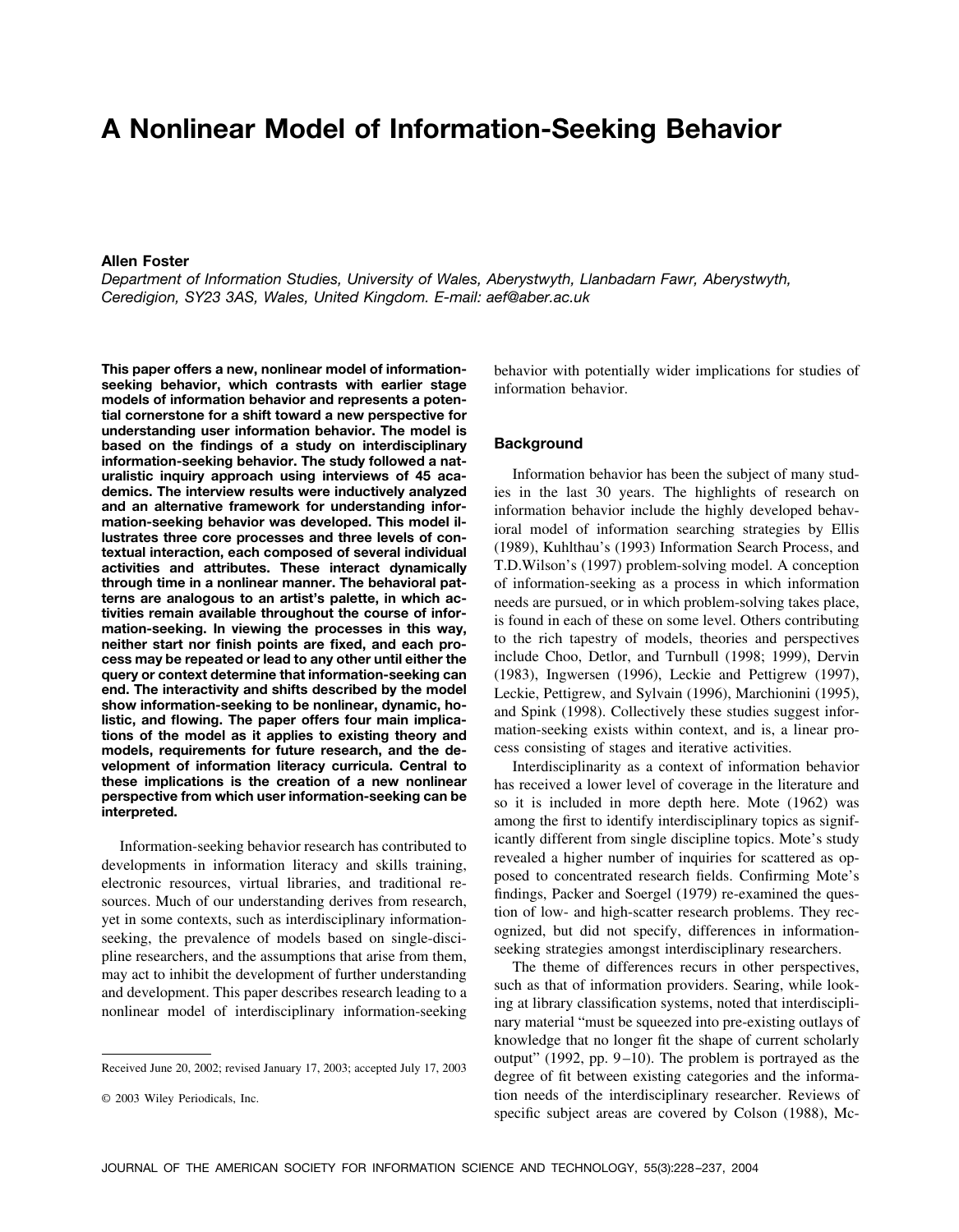# A Nonlinear Model of Information-Seeking Behavior

**Allen Foster**

*Department of Information Studies, University of Wales, Aberystwyth, Llanbadarn Fawr, Aberystwyth, Ceredigion, SY23 3AS, Wales, United Kingdom. E-mail: aef@aber.ac.uk*

**This paper offers a new, nonlinear model of information-seeking behavior, which contrasts with earlier stage models of information behavior and represents a potential cornerstone for a shift toward a new perspective for understanding user information behavior. The model is based on the findings of a study on interdisciplinary information-seeking behavior. The study followed a naturalistic inquiry approach using interviews of 45 academics. The interview results were inductively analyzed and an alternative framework for understanding information-seeking behavior was developed. This model illustrates three core processes and three levels of contextual interaction, each composed of several individual activities and attributes. These interact dynamically through time in a nonlinear manner. The behavioral patterns are analogous to an artist's palette, in which activities remain available throughout the course of information-seeking. In viewing the processes in this way, neither start nor finish points are fixed, and each process may be repeated or lead to any other until either the query or context determine that information-seeking can end. The interactivity and shifts described by the model show information-seeking to be nonlinear, dynamic, holistic, and flowing. The paper offers four main implications of the model as it applies to existing theory and models, requirements for future research, and the development of information literacy curricula. Central to these implications is the creation of a new nonlinear perspective from which user information-seeking can be interpreted.**

Information-seeking behavior research has contributed to developments in information literacy and skills training, electronic resources, virtual libraries, and traditional resources. Much of our understanding derives from research, yet in some contexts, such as interdisciplinary information-seeking, the prevalence of models based on single-discipline researchers, and the assumptions that arise from them, may act to inhibit the development of further understanding and development. This paper describes research leading to a nonlinear model of interdisciplinary information-seeking behavior with potentially wider implications for studies of information behavior.

Received June 20, 2002; revised January 17, 2003; accepted July 17, 2003

© 2003 Wiley Periodicals, Inc.

## Background

Information behavior has been the subject of many studies in the last 30 years. The highlights of research on information behavior include the highly developed behavioral model of information searching strategies by Ellis (1989), Kuhlthau's (1993) Information Search Process, and T.D.Wilson's (1997) problem-solving model. A conception of information-seeking as a process in which information needs are pursued, or in which problem-solving takes place, is found in each of these on some level. Others contributing to the rich tapestry of models, theories and perspectives include Choo, Detlor, and Turnbull (1998; 1999), Dervin (1983), Ingwersen (1996), Leckie and Pettigrew (1997), Leckie, Pettigrew, and Sylvain (1996), Marchionini (1995), and Spink (1998). Collectively these studies suggest information-seeking exists within context, and is, a linear process consisting of stages and iterative activities.

Interdisciplinarity as a context of information behavior has received a lower level of coverage in the literature and so it is included in more depth here. Mote (1962) was among the first to identify interdisciplinary topics as significantly different from single discipline topics. Mote's study revealed a higher number of inquiries for scattered as opposed to concentrated research fields. Confirming Mote's findings, Packer and Soergel (1979) re-examined the question of low- and high-scatter research problems. They recognized, but did not specify, differences in information-seeking strategies amongst interdisciplinary researchers.

The theme of differences recurs in other perspectives, such as that of information providers. Searing, while looking at library classification systems, noted that interdisciplinary material "must be squeezed into pre-existing outlays of knowledge that no longer fit the shape of current scholarly output" (1992, pp. 9–10). The problem is portrayed as the degree of fit between existing categories and the information needs of the interdisciplinary researcher. Reviews of specific subject areas are covered by Colson (1988), Mc-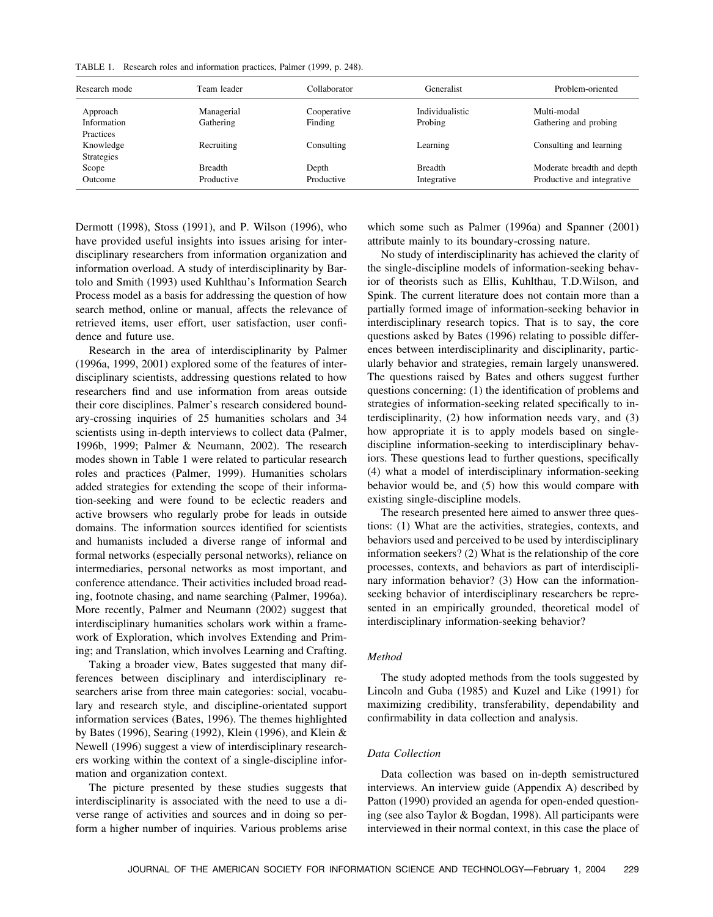TABLE 1. Research roles and information practices, Palmer (1999, p. 248).

| Research mode | Team leader | Collaborator | Generalist | Problem-oriented |
|---|---|---|---|---|
| Approach | Managerial | Cooperative | Individualistic | Multi-modal |
| Information Practices | Gathering | Finding | Probing | Gathering and probing |
| Knowledge Strategies | Recruiting | Consulting | Learning | Consulting and learning |
| Scope | Breadth | Depth | Breadth | Moderate breadth and depth |
| Outcome | Productive | Productive | Integrative | Productive and integrative |

Dermott (1998), Stoss (1991), and P. Wilson (1996), who have provided useful insights into issues arising for interdisciplinary researchers from information organization and information overload. A study of interdisciplinarity by Bartolo and Smith (1993) used Kuhlthau's Information Search Process model as a basis for addressing the question of how search method, online or manual, affects the relevance of retrieved items, user effort, user satisfaction, user confidence and future use.

Research in the area of interdisciplinarity by Palmer (1996a, 1999, 2001) explored some of the features of interdisciplinary scientists, addressing questions related to how researchers find and use information from areas outside their core disciplines. Palmer's research considered boundary-crossing inquiries of 25 humanities scholars and 34 scientists using in-depth interviews to collect data (Palmer, 1996b, 1999; Palmer & Neumann, 2002). The research modes shown in Table 1 were related to particular research roles and practices (Palmer, 1999). Humanities scholars added strategies for extending the scope of their information-seeking and were found to be eclectic readers and active browsers who regularly probe for leads in outside domains. The information sources identified for scientists and humanists included a diverse range of informal and formal networks (especially personal networks), reliance on intermediaries, personal networks as most important, and conference attendance. Their activities included broad reading, footnote chasing, and name searching (Palmer, 1996a). More recently, Palmer and Neumann (2002) suggest that interdisciplinary humanities scholars work within a framework of Exploration, which involves Extending and Priming; and Translation, which involves Learning and Crafting.

Taking a broader view, Bates suggested that many differences between disciplinary and interdisciplinary researchers arise from three main categories: social, vocabulary and research style, and discipline-orientated support information services (Bates, 1996). The themes highlighted by Bates (1996), Searing (1992), Klein (1996), and Klein & Newell (1996) suggest a view of interdisciplinary researchers working within the context of a single-discipline information and organization context.

The picture presented by these studies suggests that interdisciplinarity is associated with the need to use a diverse range of activities and sources and in doing so perform a higher number of inquiries. Various problems arise which some such as Palmer (1996a) and Spanner (2001) attribute mainly to its boundary-crossing nature.

No study of interdisciplinarity has achieved the clarity of the single-discipline models of information-seeking behavior of theorists such as Ellis, Kuhlthau, T.D.Wilson, and Spink. The current literature does not contain more than a partially formed image of information-seeking behavior in interdisciplinary research topics. That is to say, the core questions asked by Bates (1996) relating to possible differences between interdisciplinarity and disciplinarity, particularly behavior and strategies, remain largely unanswered. The questions raised by Bates and others suggest further questions concerning: (1) the identification of problems and strategies of information-seeking related specifically to interdisciplinarity, (2) how information needs vary, and (3) how appropriate it is to apply models based on single-discipline information-seeking to interdisciplinary behaviors. These questions lead to further questions, specifically (4) what a model of interdisciplinary information-seeking behavior would be, and (5) how this would compare with existing single-discipline models.

The research presented here aimed to answer three questions: (1) What are the activities, strategies, contexts, and behaviors used and perceived to be used by interdisciplinary information seekers? (2) What is the relationship of the core processes, contexts, and behaviors as part of interdisciplinary information behavior? (3) How can the information-seeking behavior of interdisciplinary researchers be represented in an empirically grounded, theoretical model of interdisciplinary information-seeking behavior?

### *Method*

The study adopted methods from the tools suggested by Lincoln and Guba (1985) and Kuzel and Like (1991) for maximizing credibility, transferability, dependability and confirmability in data collection and analysis.

### *Data Collection*

Data collection was based on in-depth semistructured interviews. An interview guide (Appendix A) described by Patton (1990) provided an agenda for open-ended questioning (see also Taylor & Bogdan, 1998). All participants were interviewed in their normal context, in this case the place of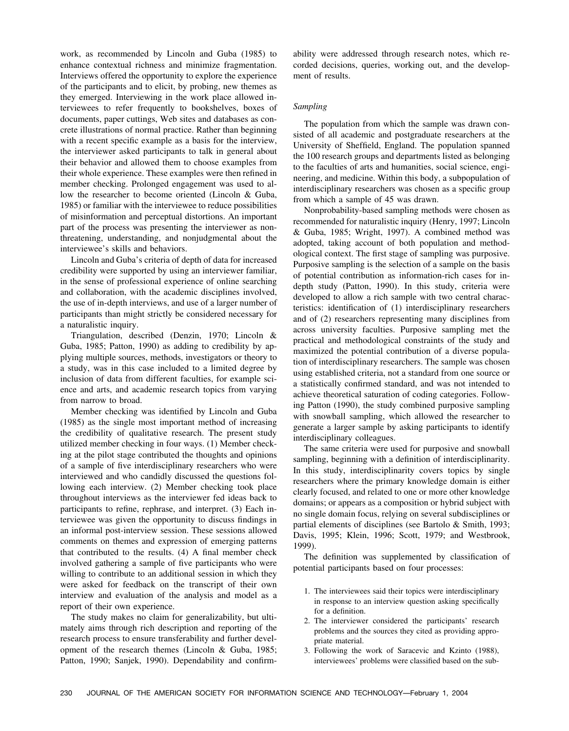work, as recommended by Lincoln and Guba (1985) to enhance contextual richness and minimize fragmentation. Interviews offered the opportunity to explore the experience of the participants and to elicit, by probing, new themes as they emerged. Interviewing in the work place allowed interviewees to refer frequently to bookshelves, boxes of documents, paper cuttings, Web sites and databases as concrete illustrations of normal practice. Rather than beginning with a recent specific example as a basis for the interview, the interviewer asked participants to talk in general about their behavior and allowed them to choose examples from their whole experience. These examples were then refined in member checking. Prolonged engagement was used to allow the researcher to become oriented (Lincoln & Guba, 1985) or familiar with the interviewee to reduce possibilities of misinformation and perceptual distortions. An important part of the process was presenting the interviewer as nonthreatening, understanding, and nonjudgmental about the interviewee's skills and behaviors.

Lincoln and Guba's criteria of depth of data for increased credibility were supported by using an interviewer familiar, in the sense of professional experience of online searching and collaboration, with the academic disciplines involved, the use of in-depth interviews, and use of a larger number of participants than might strictly be considered necessary for a naturalistic inquiry.

Triangulation, described (Denzin, 1970; Lincoln & Guba, 1985; Patton, 1990) as adding to credibility by applying multiple sources, methods, investigators or theory to a study, was in this case included to a limited degree by inclusion of data from different faculties, for example science and arts, and academic research topics from varying from narrow to broad.

Member checking was identified by Lincoln and Guba (1985) as the single most important method of increasing the credibility of qualitative research. The present study utilized member checking in four ways. (1) Member checking at the pilot stage contributed the thoughts and opinions of a sample of five interdisciplinary researchers who were interviewed and who candidly discussed the questions following each interview. (2) Member checking took place throughout interviews as the interviewer fed ideas back to participants to refine, rephrase, and interpret. (3) Each interviewee was given the opportunity to discuss findings in an informal post-interview session. These sessions allowed comments on themes and expression of emerging patterns that contributed to the results. (4) A final member check involved gathering a sample of five participants who were willing to contribute to an additional session in which they were asked for feedback on the transcript of their own interview and evaluation of the analysis and model as a report of their own experience.

The study makes no claim for generalizability, but ultimately aims through rich description and reporting of the research process to ensure transferability and further development of the research themes (Lincoln & Guba, 1985; Patton, 1990; Sanjek, 1990). Dependability and confirmability were addressed through research notes, which recorded decisions, queries, working out, and the development of results.

### *Sampling*

The population from which the sample was drawn consisted of all academic and postgraduate researchers at the University of Sheffield, England. The population spanned the 100 research groups and departments listed as belonging to the faculties of arts and humanities, social science, engineering, and medicine. Within this body, a subpopulation of interdisciplinary researchers was chosen as a specific group from which a sample of 45 was drawn.

Nonprobability-based sampling methods were chosen as recommended for naturalistic inquiry (Henry, 1997; Lincoln & Guba, 1985; Wright, 1997). A combined method was adopted, taking account of both population and methodological context. The first stage of sampling was purposive. Purposive sampling is the selection of a sample on the basis of potential contribution as information-rich cases for in-depth study (Patton, 1990). In this study, criteria were developed to allow a rich sample with two central characteristics: identification of (1) interdisciplinary researchers and of (2) researchers representing many disciplines from across university faculties. Purposive sampling met the practical and methodological constraints of the study and maximized the potential contribution of a diverse population of interdisciplinary researchers. The sample was chosen using established criteria, not a standard from one source or a statistically confirmed standard, and was not intended to achieve theoretical saturation of coding categories. Following Patton (1990), the study combined purposive sampling with snowball sampling, which allowed the researcher to generate a larger sample by asking participants to identify interdisciplinary colleagues.

The same criteria were used for purposive and snowball sampling, beginning with a definition of interdisciplinarity. In this study, interdisciplinarity covers topics by single researchers where the primary knowledge domain is either clearly focused, and related to one or more other knowledge domains; or appears as a composition or hybrid subject with no single domain focus, relying on several subdisciplines or partial elements of disciplines (see Bartolo & Smith, 1993; Davis, 1995; Klein, 1996; Scott, 1979; and Westbrook, 1999).

The definition was supplemented by classification of potential participants based on four processes:

1. The interviewees said their topics were interdisciplinary in response to an interview question asking specifically for a definition.
2. The interviewer considered the participants' research problems and the sources they cited as providing appropriate material.
3. Following the work of Saracevic and Kzinto (1988), interviewees' problems were classified based on the sub-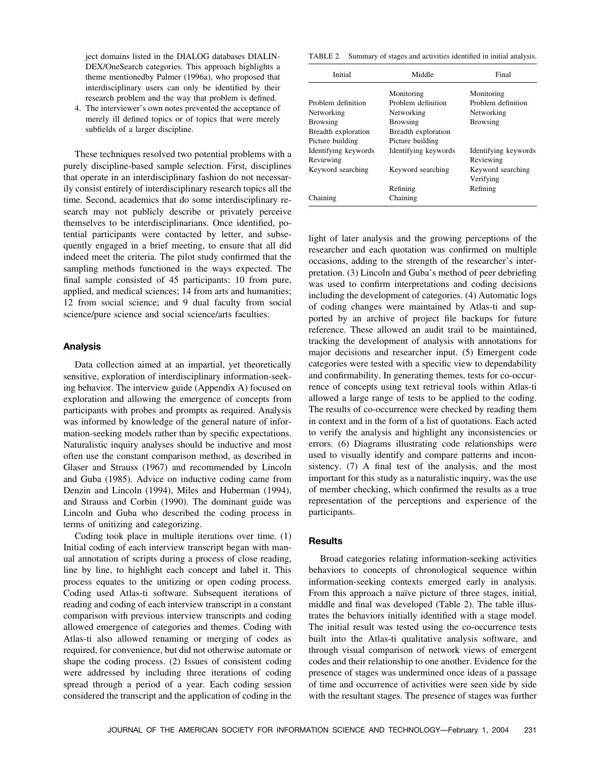ject domains listed in the DIALOG databases DIALINDEX/OneSearch categories. This approach highlights a theme mentionedby Palmer (1996a), who proposed that interdisciplinary users can only be identified by their research problem and the way that problem is defined.

4. The interviewer's own notes prevented the acceptance of merely ill defined topics or of topics that were merely subfields of a larger discipline.

These techniques resolved two potential problems with a purely discipline-based sample selection. First, disciplines that operate in an interdisciplinary fashion do not necessarily consist entirely of interdisciplinary research topics all the time. Second, academics that do some interdisciplinary research may not publicly describe or privately perceive themselves to be interdisciplinarians. Once identified, potential participants were contacted by letter, and subsequently engaged in a brief meeting, to ensure that all did indeed meet the criteria. The pilot study confirmed that the sampling methods functioned in the ways expected. The final sample consisted of 45 participants: 10 from pure, applied, and medical sciences; 14 from arts and humanities; 12 from social science; and 9 dual faculty from social science/pure science and social science/arts faculties.

## Analysis

Data collection aimed at an impartial, yet theoretically sensitive, exploration of interdisciplinary information-seeking behavior. The interview guide (Appendix A) focused on exploration and allowing the emergence of concepts from participants with probes and prompts as required. Analysis was informed by knowledge of the general nature of information-seeking models rather than by specific expectations. Naturalistic inquiry analyses should be inductive and most often use the constant comparison method, as described in Glaser and Strauss (1967) and recommended by Lincoln and Guba (1985). Advice on inductive coding came from Denzin and Lincoln (1994), Miles and Huberman (1994), and Strauss and Corbin (1990). The dominant guide was Lincoln and Guba who described the coding process in terms of unitizing and categorizing.

Coding took place in multiple iterations over time. (1) Initial coding of each interview transcript began with manual annotation of scripts during a process of close reading, line by line, to highlight each concept and label it. This process equates to the unitizing or open coding process. Coding used Atlas-ti software. Subsequent iterations of reading and coding of each interview transcript in a constant comparison with previous interview transcripts and coding allowed emergence of categories and themes. Coding with Atlas-ti also allowed renaming or merging of codes as required, for convenience, but did not otherwise automate or shape the coding process. (2) Issues of consistent coding were addressed by including three iterations of coding spread through a period of a year. Each coding session considered the transcript and the application of coding in the light of later analysis and the growing perceptions of the researcher and each quotation was confirmed on multiple occasions, adding to the strength of the researcher's interpretation. (3) Lincoln and Guba's method of peer debriefing was used to confirm interpretations and coding decisions including the development of categories. (4) Automatic logs of coding changes were maintained by Atlas-ti and supported by an archive of project file backups for future reference. These allowed an audit trail to be maintained, tracking the development of analysis with annotations for major decisions and researcher input. (5) Emergent code categories were tested with a specific view to dependability and confirmability. In generating themes, tests for co-occurrence of concepts using text retrieval tools within Atlas-ti allowed a large range of tests to be applied to the coding. The results of co-occurrence were checked by reading them in context and in the form of a list of quotations. Each acted to verify the analysis and highlight any inconsistencies or errors. (6) Diagrams illustrating code relationships were used to visually identify and compare patterns and inconsistency. (7) A final test of the analysis, and the most important for this study as a naturalistic inquiry, was the use of member checking, which confirmed the results as a true representation of the perceptions and experience of the participants.

TABLE 2. Summary of stages and activities identified in initial analysis.

| Initial | Middle | Final |
|---|---|---|
| | Monitoring | Monitoring |
| Problem definition | Problem definition | Problem definition |
| Networking | Networking | Networking |
| Browsing | Browsing | Browsing |
| Breadth exploration | Breadth exploration | |
| Picture building | Picture building | |
| Identifying keywords | Identifying keywords | Identifying keywords |
| Reviewing | | Reviewing |
| Keyword searching | Keyword searching | Keyword searching |
| | | Verifying |
| | Refining | Refining |
| Chaining | Chaining | |

## Results

Broad categories relating information-seeking activities behaviors to concepts of chronological sequence within information-seeking contexts emerged early in analysis. From this approach a naïve picture of three stages, initial, middle and final was developed (Table 2). The table illustrates the behaviors initially identified with a stage model. The initial result was tested using the co-occurrence tests built into the Atlas-ti qualitative analysis software, and through visual comparison of network views of emergent codes and their relationship to one another. Evidence for the presence of stages was undermined once ideas of a passage of time and occurrence of activities were seen side by side with the resultant stages. The presence of stages was further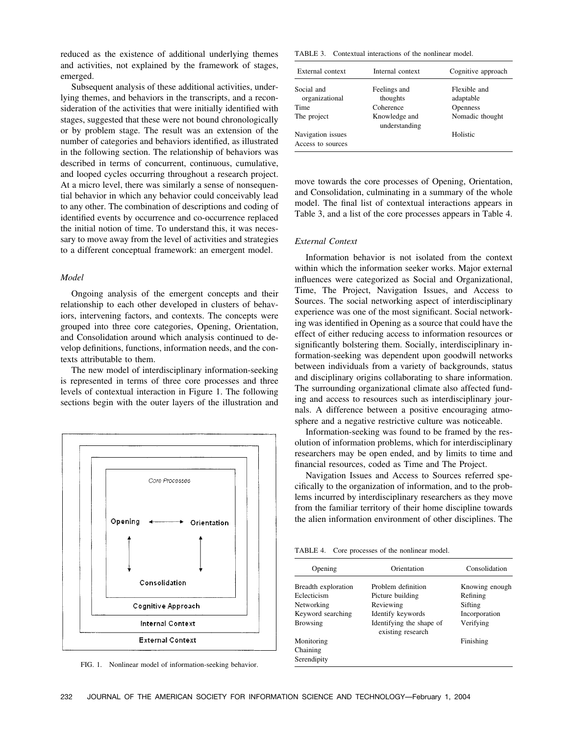reduced as the existence of additional underlying themes and activities, not explained by the framework of stages, emerged.

Subsequent analysis of these additional activities, underlying themes, and behaviors in the transcripts, and a reconsideration of the activities that were initially identified with stages, suggested that these were not bound chronologically or by problem stage. The result was an extension of the number of categories and behaviors identified, as illustrated in the following section. The relationship of behaviors was described in terms of concurrent, continuous, cumulative, and looped cycles occurring throughout a research project. At a micro level, there was similarly a sense of nonsequential behavior in which any behavior could conceivably lead to any other. The combination of descriptions and coding of identified events by occurrence and co-occurrence replaced the initial notion of time. To understand this, it was necessary to move away from the level of activities and strategies to a different conceptual framework: an emergent model.

### *Model*

Ongoing analysis of the emergent concepts and their relationship to each other developed in clusters of behaviors, intervening factors, and contexts. The concepts were grouped into three core categories, Opening, Orientation, and Consolidation around which analysis continued to develop definitions, functions, information needs, and the contexts attributable to them.

The new model of interdisciplinary information-seeking is represented in terms of three core processes and three levels of contextual interaction in Figure 1. The following sections begin with the outer layers of the illustration and move towards the core processes of Opening, Orientation, and Consolidation, culminating in a summary of the whole model. The final list of contextual interactions appears in Table 3, and a list of the core processes appears in Table 4.

FIG. 1. Nonlinear model of information-seeking behavior.

TABLE 3. Contextual interactions of the nonlinear model.

| External context | Internal context | Cognitive approach |
|---|---|---|
| Social and organizational | Feelings and thoughts | Flexible and adaptable |
| Time | Coherence | Openness |
| The project | Knowledge and understanding | Nomadic thought |
| Navigation issues | | Holistic |
| Access to sources | | |

### *External Context*

Information behavior is not isolated from the context within which the information seeker works. Major external influences were categorized as Social and Organizational, Time, The Project, Navigation Issues, and Access to Sources. The social networking aspect of interdisciplinary experience was one of the most significant. Social networking was identified in Opening as a source that could have the effect of either reducing access to information resources or significantly bolstering them. Socially, interdisciplinary information-seeking was dependent upon goodwill networks between individuals from a variety of backgrounds, status and disciplinary origins collaborating to share information. The surrounding organizational climate also affected funding and access to resources such as interdisciplinary journals. A difference between a positive encouraging atmosphere and a negative restrictive culture was noticeable.

Information-seeking was found to be framed by the resolution of information problems, which for interdisciplinary researchers may be open ended, and by limits to time and financial resources, coded as Time and The Project.

Navigation Issues and Access to Sources referred specifically to the organization of information, and to the problems incurred by interdisciplinary researchers as they move from the familiar territory of their home discipline towards the alien information environment of other disciplines. The

TABLE 4. Core processes of the nonlinear model.

| Opening | Orientation | Consolidation |
|---|---|---|
| Breadth exploration | Problem definition | Knowing enough |
| Eclecticism | Picture building | Refining |
| Networking | Reviewing | Sifting |
| Keyword searching | Identify keywords | Incorporation |
| Browsing | Identifying the shape of existing research | Verifying |
| Monitoring | | Finishing |
| Chaining | | |
| Serendipity | | |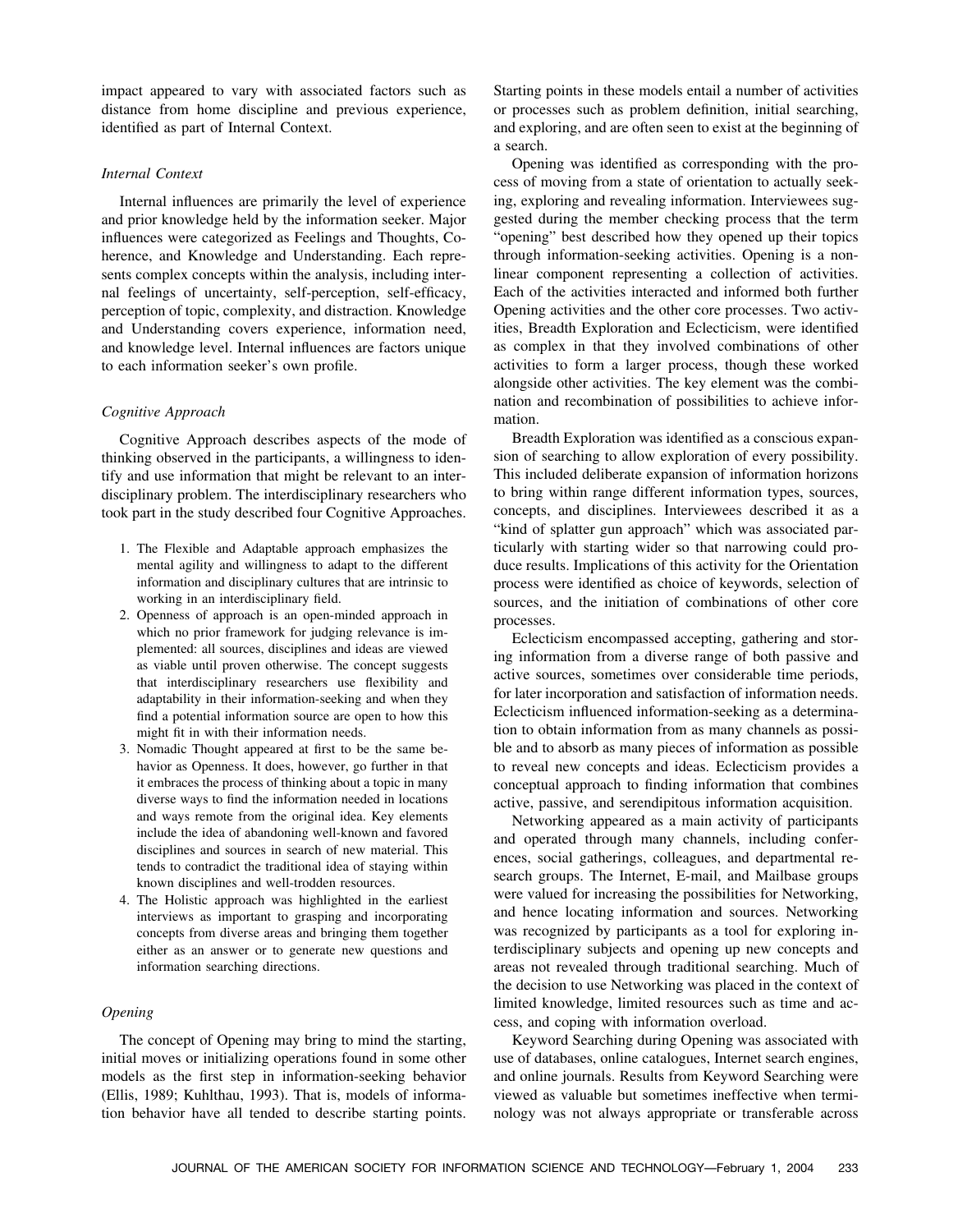impact appeared to vary with associated factors such as distance from home discipline and previous experience, identified as part of Internal Context.

### *Internal Context*

Internal influences are primarily the level of experience and prior knowledge held by the information seeker. Major influences were categorized as Feelings and Thoughts, Coherence, and Knowledge and Understanding. Each represents complex concepts within the analysis, including internal feelings of uncertainty, self-perception, self-efficacy, perception of topic, complexity, and distraction. Knowledge and Understanding covers experience, information need, and knowledge level. Internal influences are factors unique to each information seeker's own profile.

### *Cognitive Approach*

Cognitive Approach describes aspects of the mode of thinking observed in the participants, a willingness to identify and use information that might be relevant to an interdisciplinary problem. The interdisciplinary researchers who took part in the study described four Cognitive Approaches.

1. The Flexible and Adaptable approach emphasizes the mental agility and willingness to adapt to the different information and disciplinary cultures that are intrinsic to working in an interdisciplinary field.
2. Openness of approach is an open-minded approach in which no prior framework for judging relevance is implemented: all sources, disciplines and ideas are viewed as viable until proven otherwise. The concept suggests that interdisciplinary researchers use flexibility and adaptability in their information-seeking and when they find a potential information source are open to how this might fit in with their information needs.
3. Nomadic Thought appeared at first to be the same behavior as Openness. It does, however, go further in that it embraces the process of thinking about a topic in many diverse ways to find the information needed in locations and ways remote from the original idea. Key elements include the idea of abandoning well-known and favored disciplines and sources in search of new material. This tends to contradict the traditional idea of staying within known disciplines and well-trodden resources.
4. The Holistic approach was highlighted in the earliest interviews as important to grasping and incorporating concepts from diverse areas and bringing them together either as an answer or to generate new questions and information searching directions.

### *Opening*

The concept of Opening may bring to mind the starting, initial moves or initializing operations found in some other models as the first step in information-seeking behavior (Ellis, 1989; Kuhlthau, 1993). That is, models of information behavior have all tended to describe starting points. Starting points in these models entail a number of activities or processes such as problem definition, initial searching, and exploring, and are often seen to exist at the beginning of a search.

Opening was identified as corresponding with the process of moving from a state of orientation to actually seeking, exploring and revealing information. Interviewees suggested during the member checking process that the term "opening" best described how they opened up their topics through information-seeking activities. Opening is a nonlinear component representing a collection of activities. Each of the activities interacted and informed both further Opening activities and the other core processes. Two activities, Breadth Exploration and Eclecticism, were identified as complex in that they involved combinations of other activities to form a larger process, though these worked alongside other activities. The key element was the combination and recombination of possibilities to achieve information.

Breadth Exploration was identified as a conscious expansion of searching to allow exploration of every possibility. This included deliberate expansion of information horizons to bring within range different information types, sources, concepts, and disciplines. Interviewees described it as a "kind of splatter gun approach" which was associated particularly with starting wider so that narrowing could produce results. Implications of this activity for the Orientation process were identified as choice of keywords, selection of sources, and the initiation of combinations of other core processes.

Eclecticism encompassed accepting, gathering and storing information from a diverse range of both passive and active sources, sometimes over considerable time periods, for later incorporation and satisfaction of information needs. Eclecticism influenced information-seeking as a determination to obtain information from as many channels as possible and to absorb as many pieces of information as possible to reveal new concepts and ideas. Eclecticism provides a conceptual approach to finding information that combines active, passive, and serendipitous information acquisition.

Networking appeared as a main activity of participants and operated through many channels, including conferences, social gatherings, colleagues, and departmental research groups. The Internet, E-mail, and Mailbase groups were valued for increasing the possibilities for Networking, and hence locating information and sources. Networking was recognized by participants as a tool for exploring interdisciplinary subjects and opening up new concepts and areas not revealed through traditional searching. Much of the decision to use Networking was placed in the context of limited knowledge, limited resources such as time and access, and coping with information overload.

Keyword Searching during Opening was associated with use of databases, online catalogues, Internet search engines, and online journals. Results from Keyword Searching were viewed as valuable but sometimes ineffective when terminology was not always appropriate or transferable across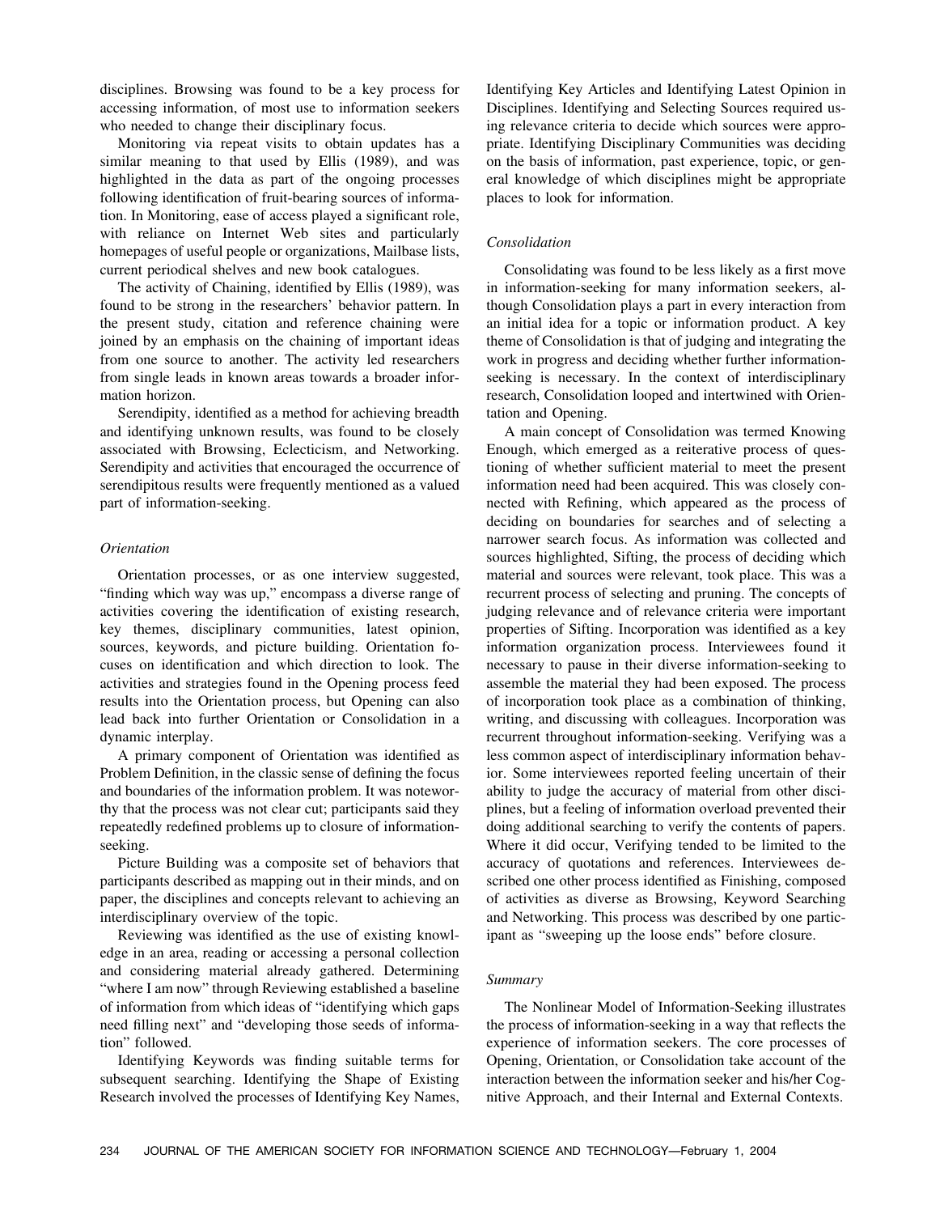disciplines. Browsing was found to be a key process for accessing information, of most use to information seekers who needed to change their disciplinary focus.

Monitoring via repeat visits to obtain updates has a similar meaning to that used by Ellis (1989), and was highlighted in the data as part of the ongoing processes following identification of fruit-bearing sources of information. In Monitoring, ease of access played a significant role, with reliance on Internet Web sites and particularly homepages of useful people or organizations, Mailbase lists, current periodical shelves and new book catalogues.

The activity of Chaining, identified by Ellis (1989), was found to be strong in the researchers' behavior pattern. In the present study, citation and reference chaining were joined by an emphasis on the chaining of important ideas from one source to another. The activity led researchers from single leads in known areas towards a broader information horizon.

Serendipity, identified as a method for achieving breadth and identifying unknown results, was found to be closely associated with Browsing, Eclecticism, and Networking. Serendipity and activities that encouraged the occurrence of serendipitous results were frequently mentioned as a valued part of information-seeking.

### *Orientation*

Orientation processes, or as one interview suggested, "finding which way was up," encompass a diverse range of activities covering the identification of existing research, key themes, disciplinary communities, latest opinion, sources, keywords, and picture building. Orientation focuses on identification and which direction to look. The activities and strategies found in the Opening process feed results into the Orientation process, but Opening can also lead back into further Orientation or Consolidation in a dynamic interplay.

A primary component of Orientation was identified as Problem Definition, in the classic sense of defining the focus and boundaries of the information problem. It was noteworthy that the process was not clear cut; participants said they repeatedly redefined problems up to closure of information-seeking.

Picture Building was a composite set of behaviors that participants described as mapping out in their minds, and on paper, the disciplines and concepts relevant to achieving an interdisciplinary overview of the topic.

Reviewing was identified as the use of existing knowledge in an area, reading or accessing a personal collection and considering material already gathered. Determining "where I am now" through Reviewing established a baseline of information from which ideas of "identifying which gaps need filling next" and "developing those seeds of information" followed.

Identifying Keywords was finding suitable terms for subsequent searching. Identifying the Shape of Existing Research involved the processes of Identifying Key Names, Identifying Key Articles and Identifying Latest Opinion in Disciplines. Identifying and Selecting Sources required using relevance criteria to decide which sources were appropriate. Identifying Disciplinary Communities was deciding on the basis of information, past experience, topic, or general knowledge of which disciplines might be appropriate places to look for information.

### *Consolidation*

Consolidating was found to be less likely as a first move in information-seeking for many information seekers, although Consolidation plays a part in every interaction from an initial idea for a topic or information product. A key theme of Consolidation is that of judging and integrating the work in progress and deciding whether further information-seeking is necessary. In the context of interdisciplinary research, Consolidation looped and intertwined with Orientation and Opening.

A main concept of Consolidation was termed Knowing Enough, which emerged as a reiterative process of questioning of whether sufficient material to meet the present information need had been acquired. This was closely connected with Refining, which appeared as the process of deciding on boundaries for searches and of selecting a narrower search focus. As information was collected and sources highlighted, Sifting, the process of deciding which material and sources were relevant, took place. This was a recurrent process of selecting and pruning. The concepts of judging relevance and of relevance criteria were important properties of Sifting. Incorporation was identified as a key information organization process. Interviewees found it necessary to pause in their diverse information-seeking to assemble the material they had been exposed. The process of incorporation took place as a combination of thinking, writing, and discussing with colleagues. Incorporation was recurrent throughout information-seeking. Verifying was a less common aspect of interdisciplinary information behavior. Some interviewees reported feeling uncertain of their ability to judge the accuracy of material from other disciplines, but a feeling of information overload prevented their doing additional searching to verify the contents of papers. Where it did occur, Verifying tended to be limited to the accuracy of quotations and references. Interviewees described one other process identified as Finishing, composed of activities as diverse as Browsing, Keyword Searching and Networking. This process was described by one participant as "sweeping up the loose ends" before closure.

### *Summary*

The Nonlinear Model of Information-Seeking illustrates the process of information-seeking in a way that reflects the experience of information seekers. The core processes of Opening, Orientation, or Consolidation take account of the interaction between the information seeker and his/her Cognitive Approach, and their Internal and External Contexts.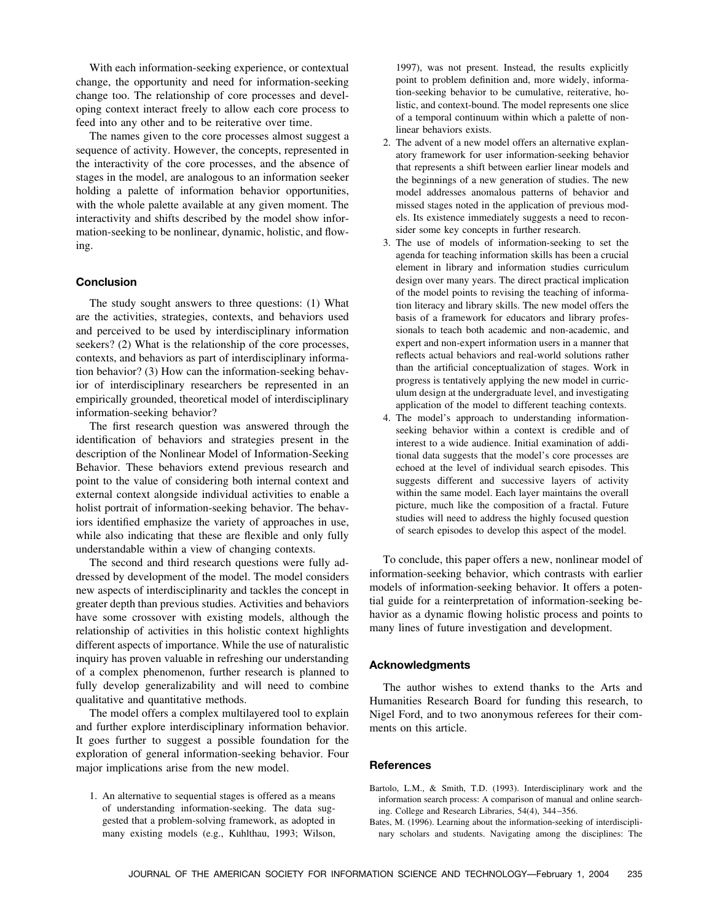With each information-seeking experience, or contextual change, the opportunity and need for information-seeking change too. The relationship of core processes and developing context interact freely to allow each core process to feed into any other and to be reiterative over time.

The names given to the core processes almost suggest a sequence of activity. However, the concepts, represented in the interactivity of the core processes, and the absence of stages in the model, are analogous to an information seeker holding a palette of information behavior opportunities, with the whole palette available at any given moment. The interactivity and shifts described by the model show information-seeking to be nonlinear, dynamic, holistic, and flowing.

## Conclusion

The study sought answers to three questions: (1) What are the activities, strategies, contexts, and behaviors used and perceived to be used by interdisciplinary information seekers? (2) What is the relationship of the core processes, contexts, and behaviors as part of interdisciplinary information behavior? (3) How can the information-seeking behavior of interdisciplinary researchers be represented in an empirically grounded, theoretical model of interdisciplinary information-seeking behavior?

The first research question was answered through the identification of behaviors and strategies present in the description of the Nonlinear Model of Information-Seeking Behavior. These behaviors extend previous research and point to the value of considering both internal context and external context alongside individual activities to enable a holist portrait of information-seeking behavior. The behaviors identified emphasize the variety of approaches in use, while also indicating that these are flexible and only fully understandable within a view of changing contexts.

The second and third research questions were fully addressed by development of the model. The model considers new aspects of interdisciplinarity and tackles the concept in greater depth than previous studies. Activities and behaviors have some crossover with existing models, although the relationship of activities in this holistic context highlights different aspects of importance. While the use of naturalistic inquiry has proven valuable in refreshing our understanding of a complex phenomenon, further research is planned to fully develop generalizability and will need to combine qualitative and quantitative methods.

The model offers a complex multilayered tool to explain and further explore interdisciplinary information behavior. It goes further to suggest a possible foundation for the exploration of general information-seeking behavior. Four major implications arise from the new model.

1. An alternative to sequential stages is offered as a means of understanding information-seeking. The data suggested that a problem-solving framework, as adopted in many existing models (e.g., Kuhlthau, 1993; Wilson, 1997), was not present. Instead, the results explicitly point to problem definition and, more widely, information-seeking behavior to be cumulative, reiterative, holistic, and context-bound. The model represents one slice of a temporal continuum within which a palette of nonlinear behaviors exists.
2. The advent of a new model offers an alternative explanatory framework for user information-seeking behavior that represents a shift between earlier linear models and the beginnings of a new generation of studies. The new model addresses anomalous patterns of behavior and missed stages noted in the application of previous models. Its existence immediately suggests a need to reconsider some key concepts in further research.
3. The use of models of information-seeking to set the agenda for teaching information skills has been a crucial element in library and information studies curriculum design over many years. The direct practical implication of the model points to revising the teaching of information literacy and library skills. The new model offers the basis of a framework for educators and library professionals to teach both academic and non-academic, and expert and non-expert information users in a manner that reflects actual behaviors and real-world solutions rather than the artificial conceptualization of stages. Work in progress is tentatively applying the new model in curriculum design at the undergraduate level, and investigating application of the model to different teaching contexts.
4. The model's approach to understanding information-seeking behavior within a context is credible and of interest to a wide audience. Initial examination of additional data suggests that the model's core processes are echoed at the level of individual search episodes. This suggests different and successive layers of activity within the same model. Each layer maintains the overall picture, much like the composition of a fractal. Future studies will need to address the highly focused question of search episodes to develop this aspect of the model.

To conclude, this paper offers a new, nonlinear model of information-seeking behavior, which contrasts with earlier models of information-seeking behavior. It offers a potential guide for a reinterpretation of information-seeking behavior as a dynamic flowing holistic process and points to many lines of future investigation and development.

## Acknowledgments

The author wishes to extend thanks to the Arts and Humanities Research Board for funding this research, to Nigel Ford, and to two anonymous referees for their comments on this article.

## References

Bartolo, L.M., & Smith, T.D. (1993). Interdisciplinary work and the information search process: A comparison of manual and online searching. College and Research Libraries, 54(4), 344–356.

Bates, M. (1996). Learning about the information-seeking of interdisciplinary scholars and students. Navigating among the disciplines: The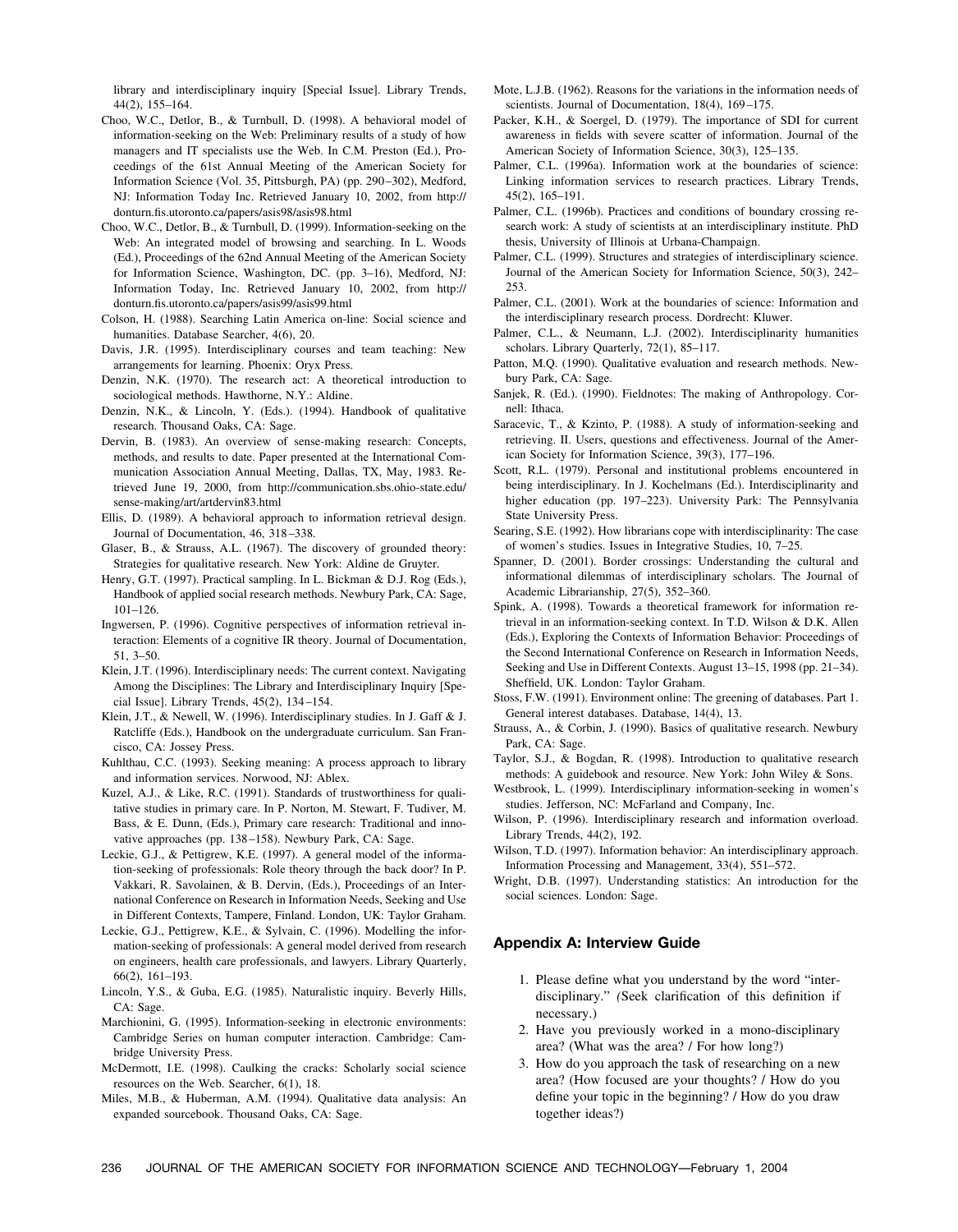library and interdisciplinary inquiry [Special Issue]. Library Trends, 44(2), 155–164.

Choo, W.C., Detlor, B., & Turnbull, D. (1998). A behavioral model of information-seeking on the Web: Preliminary results of a study of how managers and IT specialists use the Web. In C.M. Preston (Ed.), Proceedings of the 61st Annual Meeting of the American Society for Information Science (Vol. 35, Pittsburgh, PA) (pp. 290–302), Medford, NJ: Information Today Inc. Retrieved January 10, 2002, from http://donturn.fis.utoronto.ca/papers/asis98/asis98.html

Choo, W.C., Detlor, B., & Turnbull, D. (1999). Information-seeking on the Web: An integrated model of browsing and searching. In L. Woods (Ed.), Proceedings of the 62nd Annual Meeting of the American Society for Information Science, Washington, DC. (pp. 3–16), Medford, NJ: Information Today, Inc. Retrieved January 10, 2002, from http://donturn.fis.utoronto.ca/papers/asis99/asis99.html

Colson, H. (1988). Searching Latin America on-line: Social science and humanities. Database Searcher, 4(6), 20.

Davis, J.R. (1995). Interdisciplinary courses and team teaching: New arrangements for learning. Phoenix: Oryx Press.

Denzin, N.K. (1970). The research act: A theoretical introduction to sociological methods. Hawthorne, N.Y.: Aldine.

Denzin, N.K., & Lincoln, Y. (Eds.). (1994). Handbook of qualitative research. Thousand Oaks, CA: Sage.

Dervin, B. (1983). An overview of sense-making research: Concepts, methods, and results to date. Paper presented at the International Communication Association Annual Meeting, Dallas, TX, May, 1983. Retrieved June 19, 2000, from http://communication.sbs.ohio-state.edu/sense-making/art/artdervin83.html

Ellis, D. (1989). A behavioral approach to information retrieval design. Journal of Documentation, 46, 318–338.

Glaser, B., & Strauss, A.L. (1967). The discovery of grounded theory: Strategies for qualitative research. New York: Aldine de Gruyter.

Henry, G.T. (1997). Practical sampling. In L. Bickman & D.J. Rog (Eds.), Handbook of applied social research methods. Newbury Park, CA: Sage, 101–126.

Ingwersen, P. (1996). Cognitive perspectives of information retrieval interaction: Elements of a cognitive IR theory. Journal of Documentation, 51, 3–50.

Klein, J.T. (1996). Interdisciplinary needs: The current context. Navigating Among the Disciplines: The Library and Interdisciplinary Inquiry [Special Issue]. Library Trends, 45(2), 134–154.

Klein, J.T., & Newell, W. (1996). Interdisciplinary studies. In J. Gaff & J. Ratcliffe (Eds.), Handbook on the undergraduate curriculum. San Francisco, CA: Jossey Press.

Kuhlthau, C.C. (1993). Seeking meaning: A process approach to library and information services. Norwood, NJ: Ablex.

Kuzel, A.J., & Like, R.C. (1991). Standards of trustworthiness for qualitative studies in primary care. In P. Norton, M. Stewart, F. Tudiver, M. Bass, & E. Dunn, (Eds.), Primary care research: Traditional and innovative approaches (pp. 138–158). Newbury Park, CA: Sage.

Leckie, G.J., & Pettigrew, K.E. (1997). A general model of the information-seeking of professionals: Role theory through the back door? In P. Vakkari, R. Savolainen, & B. Dervin, (Eds.), Proceedings of an International Conference on Research in Information Needs, Seeking and Use in Different Contexts, Tampere, Finland. London, UK: Taylor Graham.

Leckie, G.J., Pettigrew, K.E., & Sylvain, C. (1996). Modelling the information-seeking of professionals: A general model derived from research on engineers, health care professionals, and lawyers. Library Quarterly, 66(2), 161–193.

Lincoln, Y.S., & Guba, E.G. (1985). Naturalistic inquiry. Beverly Hills, CA: Sage.

Marchionini, G. (1995). Information-seeking in electronic environments: Cambridge Series on human computer interaction. Cambridge: Cambridge University Press.

McDermott, I.E. (1998). Caulking the cracks: Scholarly social science resources on the Web. Searcher, 6(1), 18.

Miles, M.B., & Huberman, A.M. (1994). Qualitative data analysis: An expanded sourcebook. Thousand Oaks, CA: Sage.

Mote, L.J.B. (1962). Reasons for the variations in the information needs of scientists. Journal of Documentation, 18(4), 169–175.

Packer, K.H., & Soergel, D. (1979). The importance of SDI for current awareness in fields with severe scatter of information. Journal of the American Society of Information Science, 30(3), 125–135.

Palmer, C.L. (1996a). Information work at the boundaries of science: Linking information services to research practices. Library Trends, 45(2), 165–191.

Palmer, C.L. (1996b). Practices and conditions of boundary crossing research work: A study of scientists at an interdisciplinary institute. PhD thesis, University of Illinois at Urbana-Champaign.

Palmer, C.L. (1999). Structures and strategies of interdisciplinary science. Journal of the American Society for Information Science, 50(3), 242–253.

Palmer, C.L. (2001). Work at the boundaries of science: Information and the interdisciplinary research process. Dordrecht: Kluwer.

Palmer, C.L., & Neumann, L.J. (2002). Interdisciplinarity humanities scholars. Library Quarterly, 72(1), 85–117.

Patton, M.Q. (1990). Qualitative evaluation and research methods. Newbury Park, CA: Sage.

Sanjek, R. (Ed.). (1990). Fieldnotes: The making of Anthropology. Cornell: Ithaca.

Saracevic, T., & Kzinto, P. (1988). A study of information-seeking and retrieving. II. Users, questions and effectiveness. Journal of the American Society for Information Science, 39(3), 177–196.

Scott, R.L. (1979). Personal and institutional problems encountered in being interdisciplinary. In J. Kochelmans (Ed.). Interdisciplinarity and higher education (pp. 197–223). University Park: The Pennsylvania State University Press.

Searing, S.E. (1992). How librarians cope with interdisciplinarity: The case of women's studies. Issues in Integrative Studies, 10, 7–25.

Spanner, D. (2001). Border crossings: Understanding the cultural and informational dilemmas of interdisciplinary scholars. The Journal of Academic Librarianship, 27(5), 352–360.

Spink, A. (1998). Towards a theoretical framework for information retrieval in an information-seeking context. In T.D. Wilson & D.K. Allen (Eds.), Exploring the Contexts of Information Behavior: Proceedings of the Second International Conference on Research in Information Needs, Seeking and Use in Different Contexts. August 13–15, 1998 (pp. 21–34). Sheffield, UK. London: Taylor Graham.

Stoss, F.W. (1991). Environment online: The greening of databases. Part 1. General interest databases. Database, 14(4), 13.

Strauss, A., & Corbin, J. (1990). Basics of qualitative research. Newbury Park, CA: Sage.

Taylor, S.J., & Bogdan, R. (1998). Introduction to qualitative research methods: A guidebook and resource. New York: John Wiley & Sons.

Westbrook, L. (1999). Interdisciplinary information-seeking in women's studies. Jefferson, NC: McFarland and Company, Inc.

Wilson, P. (1996). Interdisciplinary research and information overload. Library Trends, 44(2), 192.

Wilson, T.D. (1997). Information behavior: An interdisciplinary approach. Information Processing and Management, 33(4), 551–572.

Wright, D.B. (1997). Understanding statistics: An introduction for the social sciences. London: Sage.

## Appendix A: Interview Guide

1. Please define what you understand by the word "interdisciplinary." (Seek clarification of this definition if necessary.)
2. Have you previously worked in a mono-disciplinary area? (What was the area? / For how long?)
3. How do you approach the task of researching on a new area? (How focused are your thoughts? / How do you define your topic in the beginning? / How do you draw together ideas?)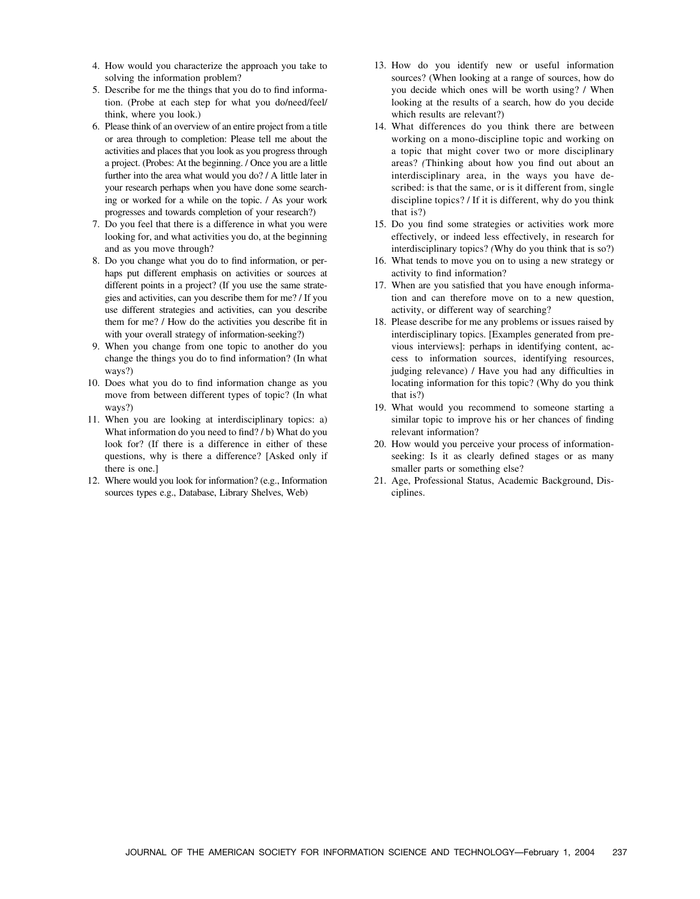4. How would you characterize the approach you take to solving the information problem?
5. Describe for me the things that you do to find information. (Probe at each step for what you do/need/feel/think, where you look.)
6. Please think of an overview of an entire project from a title or area through to completion: Please tell me about the activities and places that you look as you progress through a project. (Probes: At the beginning. / Once you are a little further into the area what would you do? / A little later in your research perhaps when you have done some searching or worked for a while on the topic. / As your work progresses and towards completion of your research?)
7. Do you feel that there is a difference in what you were looking for, and what activities you do, at the beginning and as you move through?
8. Do you change what you do to find information, or perhaps put different emphasis on activities or sources at different points in a project? (If you use the same strategies and activities, can you describe them for me? / If you use different strategies and activities, can you describe them for me? / How do the activities you describe fit in with your overall strategy of information-seeking?)
9. When you change from one topic to another do you change the things you do to find information? (In what ways?)
10. Does what you do to find information change as you move from between different types of topic? (In what ways?)
11. When you are looking at interdisciplinary topics: a) What information do you need to find? / b) What do you look for? (If there is a difference in either of these questions, why is there a difference? [Asked only if there is one.]
12. Where would you look for information? (e.g., Information sources types e.g., Database, Library Shelves, Web)
13. How do you identify new or useful information sources? (When looking at a range of sources, how do you decide which ones will be worth using? / When looking at the results of a search, how do you decide which results are relevant?)
14. What differences do you think there are between working on a mono-discipline topic and working on a topic that might cover two or more disciplinary areas? *(*Thinking about how you find out about an interdisciplinary area, in the ways you have described: is that the same, or is it different from, single discipline topics? / If it is different, why do you think that is?)
15. Do you find some strategies or activities work more effectively, or indeed less effectively, in research for interdisciplinary topics? *(*Why do you think that is so?)
16. What tends to move you on to using a new strategy or activity to find information?
17. When are you satisfied that you have enough information and can therefore move on to a new question, activity, or different way of searching?
18. Please describe for me any problems or issues raised by interdisciplinary topics. [Examples generated from previous interviews]: perhaps in identifying content, access to information sources, identifying resources, judging relevance) / Have you had any difficulties in locating information for this topic? (Why do you think that is?)
19. What would you recommend to someone starting a similar topic to improve his or her chances of finding relevant information?
20. How would you perceive your process of information-seeking: Is it as clearly defined stages or as many smaller parts or something else?
21. Age, Professional Status, Academic Background, Disciplines.